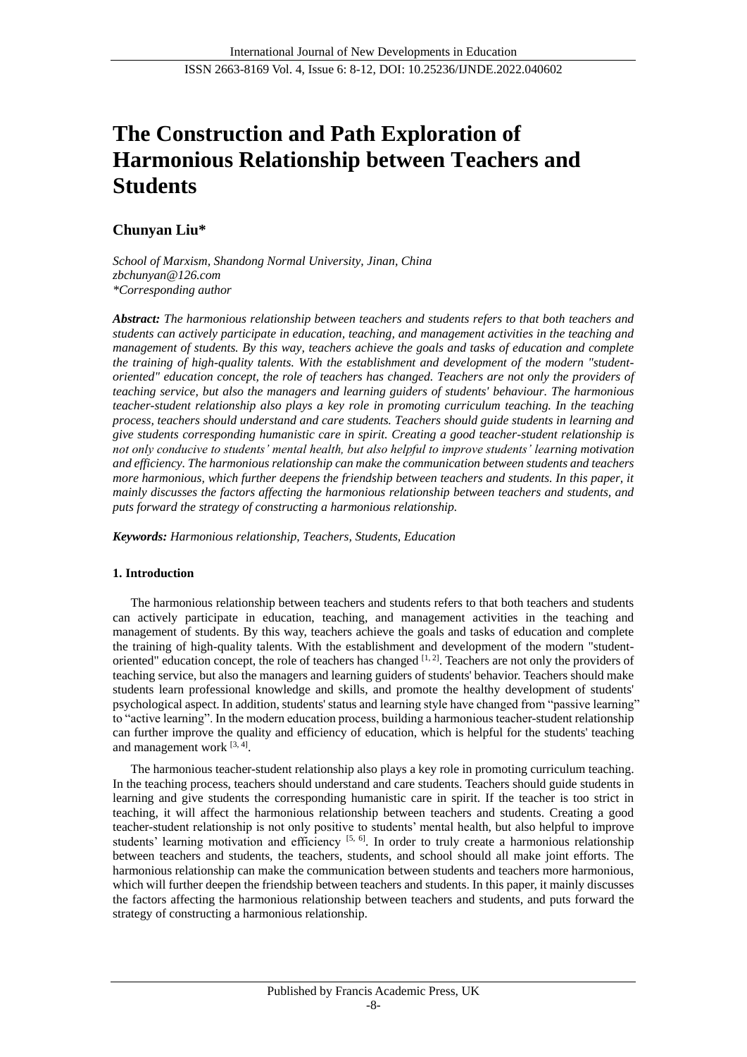# The Construction and Path Exploration of Harmonious Relationship between Teachers and Students

**Chunyan Liu***

*School of Marxism, Shandong Normal University, Jinan, China*
*zbchunyan@126.com*
**Corresponding author*

***Abstract:*** *The harmonious relationship between teachers and students refers to that both teachers and students can actively participate in education, teaching, and management activities in the teaching and management of students. By this way, teachers achieve the goals and tasks of education and complete the training of high-quality talents. With the establishment and development of the modern "student-oriented" education concept, the role of teachers has changed. Teachers are not only the providers of teaching service, but also the managers and learning guiders of students' behaviour. The harmonious teacher-student relationship also plays a key role in promoting curriculum teaching. In the teaching process, teachers should understand and care students. Teachers should guide students in learning and give students corresponding humanistic care in spirit. Creating a good teacher-student relationship is not only conducive to students' mental health, but also helpful to improve students' learning motivation and efficiency. The harmonious relationship can make the communication between students and teachers more harmonious, which further deepens the friendship between teachers and students. In this paper, it mainly discusses the factors affecting the harmonious relationship between teachers and students, and puts forward the strategy of constructing a harmonious relationship.*

***Keywords:*** *Harmonious relationship, Teachers, Students, Education*

## 1. Introduction

The harmonious relationship between teachers and students refers to that both teachers and students can actively participate in education, teaching, and management activities in the teaching and management of students. By this way, teachers achieve the goals and tasks of education and complete the training of high-quality talents. With the establishment and development of the modern "student-oriented" education concept, the role of teachers has changed [1, 2]. Teachers are not only the providers of teaching service, but also the managers and learning guiders of students' behavior. Teachers should make students learn professional knowledge and skills, and promote the healthy development of students' psychological aspect. In addition, students' status and learning style have changed from "passive learning" to "active learning". In the modern education process, building a harmonious teacher-student relationship can further improve the quality and efficiency of education, which is helpful for the students' teaching and management work [3, 4].

The harmonious teacher-student relationship also plays a key role in promoting curriculum teaching. In the teaching process, teachers should understand and care students. Teachers should guide students in learning and give students the corresponding humanistic care in spirit. If the teacher is too strict in teaching, it will affect the harmonious relationship between teachers and students. Creating a good teacher-student relationship is not only positive to students' mental health, but also helpful to improve students' learning motivation and efficiency [5, 6]. In order to truly create a harmonious relationship between teachers and students, the teachers, students, and school should all make joint efforts. The harmonious relationship can make the communication between students and teachers more harmonious, which will further deepen the friendship between teachers and students. In this paper, it mainly discusses the factors affecting the harmonious relationship between teachers and students, and puts forward the strategy of constructing a harmonious relationship.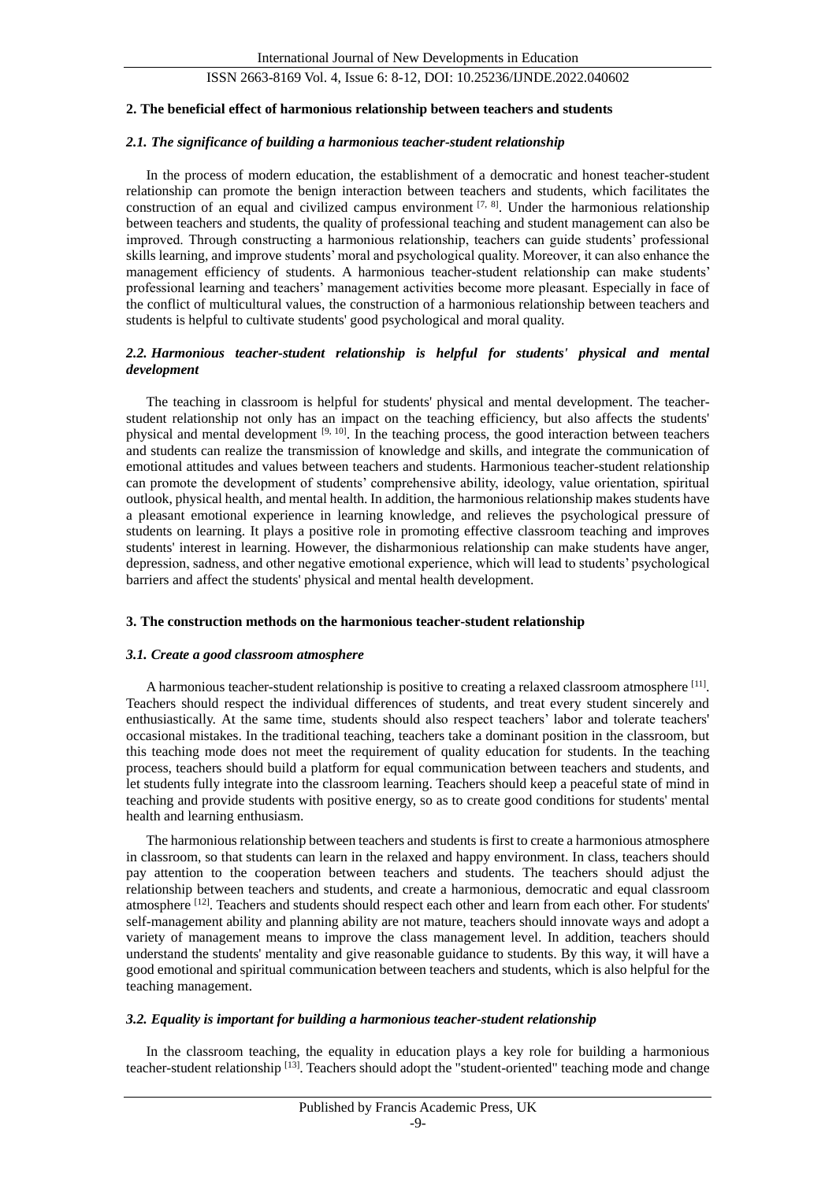## 2. The beneficial effect of harmonious relationship between teachers and students

### *2.1. The significance of building a harmonious teacher-student relationship*

In the process of modern education, the establishment of a democratic and honest teacher-student relationship can promote the benign interaction between teachers and students, which facilitates the construction of an equal and civilized campus environment [7, 8]. Under the harmonious relationship between teachers and students, the quality of professional teaching and student management can also be improved. Through constructing a harmonious relationship, teachers can guide students' professional skills learning, and improve students' moral and psychological quality. Moreover, it can also enhance the management efficiency of students. A harmonious teacher-student relationship can make students' professional learning and teachers' management activities become more pleasant. Especially in face of the conflict of multicultural values, the construction of a harmonious relationship between teachers and students is helpful to cultivate students' good psychological and moral quality.

### *2.2. Harmonious teacher-student relationship is helpful for students' physical and mental development*

The teaching in classroom is helpful for students' physical and mental development. The teacher-student relationship not only has an impact on the teaching efficiency, but also affects the students' physical and mental development [9, 10]. In the teaching process, the good interaction between teachers and students can realize the transmission of knowledge and skills, and integrate the communication of emotional attitudes and values between teachers and students. Harmonious teacher-student relationship can promote the development of students' comprehensive ability, ideology, value orientation, spiritual outlook, physical health, and mental health. In addition, the harmonious relationship makes students have a pleasant emotional experience in learning knowledge, and relieves the psychological pressure of students on learning. It plays a positive role in promoting effective classroom teaching and improves students' interest in learning. However, the disharmonious relationship can make students have anger, depression, sadness, and other negative emotional experience, which will lead to students' psychological barriers and affect the students' physical and mental health development.

## 3. The construction methods on the harmonious teacher-student relationship

### *3.1. Create a good classroom atmosphere*

A harmonious teacher-student relationship is positive to creating a relaxed classroom atmosphere [11]. Teachers should respect the individual differences of students, and treat every student sincerely and enthusiastically. At the same time, students should also respect teachers' labor and tolerate teachers' occasional mistakes. In the traditional teaching, teachers take a dominant position in the classroom, but this teaching mode does not meet the requirement of quality education for students. In the teaching process, teachers should build a platform for equal communication between teachers and students, and let students fully integrate into the classroom learning. Teachers should keep a peaceful state of mind in teaching and provide students with positive energy, so as to create good conditions for students' mental health and learning enthusiasm.

The harmonious relationship between teachers and students is first to create a harmonious atmosphere in classroom, so that students can learn in the relaxed and happy environment. In class, teachers should pay attention to the cooperation between teachers and students. The teachers should adjust the relationship between teachers and students, and create a harmonious, democratic and equal classroom atmosphere [12]. Teachers and students should respect each other and learn from each other. For students' self-management ability and planning ability are not mature, teachers should innovate ways and adopt a variety of management means to improve the class management level. In addition, teachers should understand the students' mentality and give reasonable guidance to students. By this way, it will have a good emotional and spiritual communication between teachers and students, which is also helpful for the teaching management.

### *3.2. Equality is important for building a harmonious teacher-student relationship*

In the classroom teaching, the equality in education plays a key role for building a harmonious teacher-student relationship [13]. Teachers should adopt the "student-oriented" teaching mode and change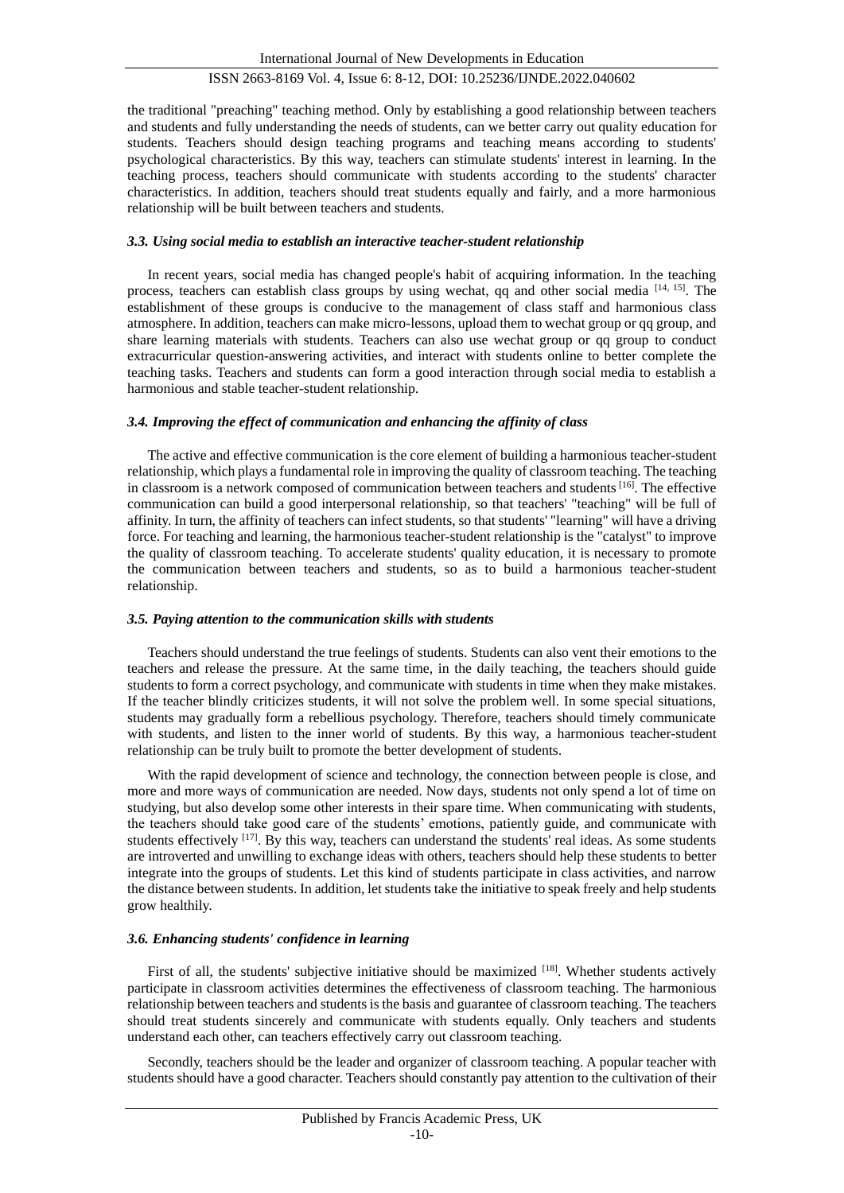the traditional "preaching" teaching method. Only by establishing a good relationship between teachers and students and fully understanding the needs of students, can we better carry out quality education for students. Teachers should design teaching programs and teaching means according to students' psychological characteristics. By this way, teachers can stimulate students' interest in learning. In the teaching process, teachers should communicate with students according to the students' character characteristics. In addition, teachers should treat students equally and fairly, and a more harmonious relationship will be built between teachers and students.

### *3.3. Using social media to establish an interactive teacher-student relationship*

In recent years, social media has changed people's habit of acquiring information. In the teaching process, teachers can establish class groups by using wechat, qq and other social media [14, 15]. The establishment of these groups is conducive to the management of class staff and harmonious class atmosphere. In addition, teachers can make micro-lessons, upload them to wechat group or qq group, and share learning materials with students. Teachers can also use wechat group or qq group to conduct extracurricular question-answering activities, and interact with students online to better complete the teaching tasks. Teachers and students can form a good interaction through social media to establish a harmonious and stable teacher-student relationship.

### *3.4. Improving the effect of communication and enhancing the affinity of class*

The active and effective communication is the core element of building a harmonious teacher-student relationship, which plays a fundamental role in improving the quality of classroom teaching. The teaching in classroom is a network composed of communication between teachers and students [16]. The effective communication can build a good interpersonal relationship, so that teachers' "teaching" will be full of affinity. In turn, the affinity of teachers can infect students, so that students' "learning" will have a driving force. For teaching and learning, the harmonious teacher-student relationship is the "catalyst" to improve the quality of classroom teaching. To accelerate students' quality education, it is necessary to promote the communication between teachers and students, so as to build a harmonious teacher-student relationship.

### *3.5. Paying attention to the communication skills with students*

Teachers should understand the true feelings of students. Students can also vent their emotions to the teachers and release the pressure. At the same time, in the daily teaching, the teachers should guide students to form a correct psychology, and communicate with students in time when they make mistakes. If the teacher blindly criticizes students, it will not solve the problem well. In some special situations, students may gradually form a rebellious psychology. Therefore, teachers should timely communicate with students, and listen to the inner world of students. By this way, a harmonious teacher-student relationship can be truly built to promote the better development of students.

With the rapid development of science and technology, the connection between people is close, and more and more ways of communication are needed. Now days, students not only spend a lot of time on studying, but also develop some other interests in their spare time. When communicating with students, the teachers should take good care of the students' emotions, patiently guide, and communicate with students effectively [17]. By this way, teachers can understand the students' real ideas. As some students are introverted and unwilling to exchange ideas with others, teachers should help these students to better integrate into the groups of students. Let this kind of students participate in class activities, and narrow the distance between students. In addition, let students take the initiative to speak freely and help students grow healthily.

### *3.6. Enhancing students' confidence in learning*

First of all, the students' subjective initiative should be maximized [18]. Whether students actively participate in classroom activities determines the effectiveness of classroom teaching. The harmonious relationship between teachers and students is the basis and guarantee of classroom teaching. The teachers should treat students sincerely and communicate with students equally. Only teachers and students understand each other, can teachers effectively carry out classroom teaching.

Secondly, teachers should be the leader and organizer of classroom teaching. A popular teacher with students should have a good character. Teachers should constantly pay attention to the cultivation of their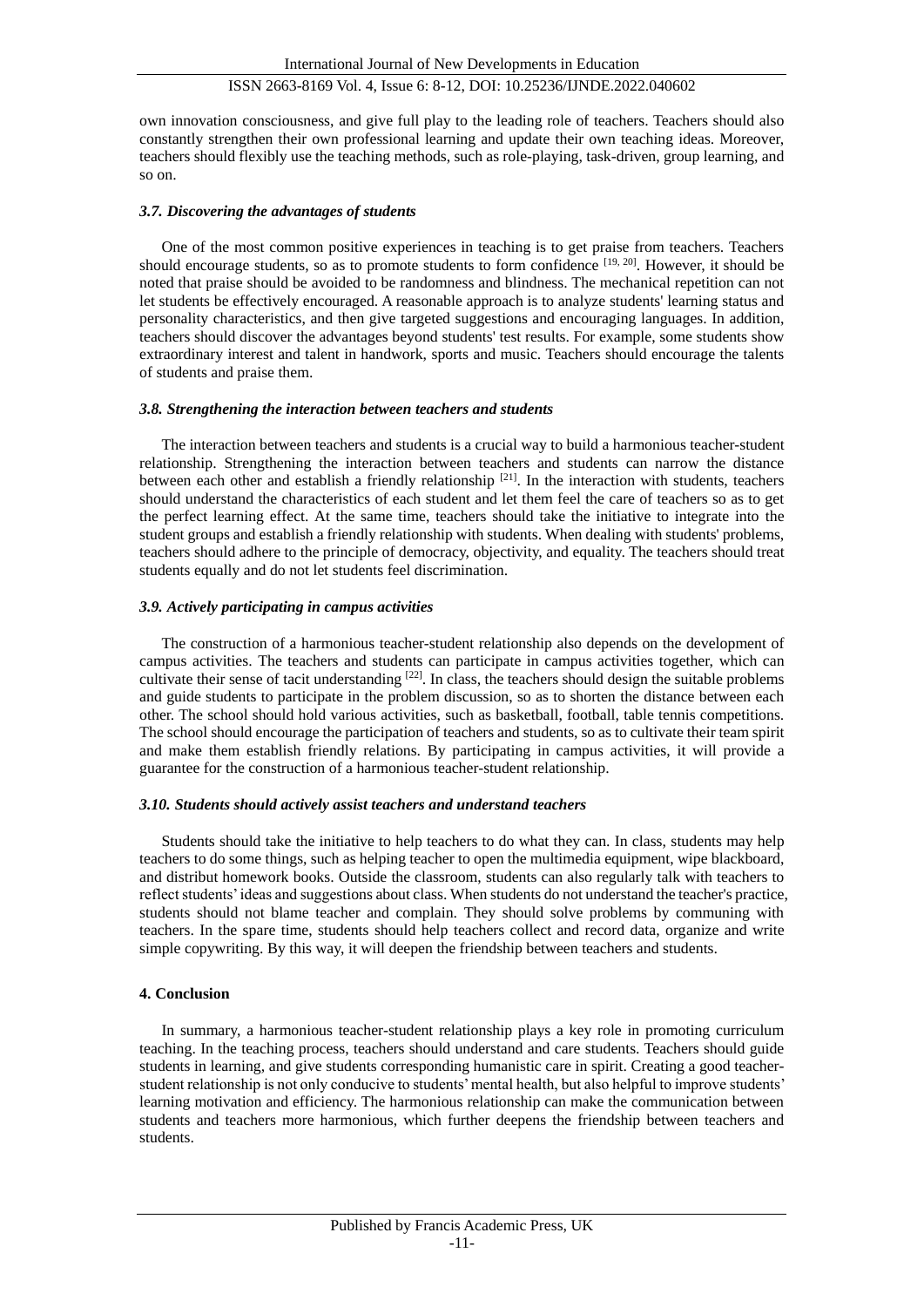own innovation consciousness, and give full play to the leading role of teachers. Teachers should also constantly strengthen their own professional learning and update their own teaching ideas. Moreover, teachers should flexibly use the teaching methods, such as role-playing, task-driven, group learning, and so on.

### *3.7. Discovering the advantages of students*

One of the most common positive experiences in teaching is to get praise from teachers. Teachers should encourage students, so as to promote students to form confidence [19, 20]. However, it should be noted that praise should be avoided to be randomness and blindness. The mechanical repetition can not let students be effectively encouraged. A reasonable approach is to analyze students' learning status and personality characteristics, and then give targeted suggestions and encouraging languages. In addition, teachers should discover the advantages beyond students' test results. For example, some students show extraordinary interest and talent in handwork, sports and music. Teachers should encourage the talents of students and praise them.

### *3.8. Strengthening the interaction between teachers and students*

The interaction between teachers and students is a crucial way to build a harmonious teacher-student relationship. Strengthening the interaction between teachers and students can narrow the distance between each other and establish a friendly relationship [21]. In the interaction with students, teachers should understand the characteristics of each student and let them feel the care of teachers so as to get the perfect learning effect. At the same time, teachers should take the initiative to integrate into the student groups and establish a friendly relationship with students. When dealing with students' problems, teachers should adhere to the principle of democracy, objectivity, and equality. The teachers should treat students equally and do not let students feel discrimination.

### *3.9. Actively participating in campus activities*

The construction of a harmonious teacher-student relationship also depends on the development of campus activities. The teachers and students can participate in campus activities together, which can cultivate their sense of tacit understanding [22]. In class, the teachers should design the suitable problems and guide students to participate in the problem discussion, so as to shorten the distance between each other. The school should hold various activities, such as basketball, football, table tennis competitions. The school should encourage the participation of teachers and students, so as to cultivate their team spirit and make them establish friendly relations. By participating in campus activities, it will provide a guarantee for the construction of a harmonious teacher-student relationship.

### *3.10. Students should actively assist teachers and understand teachers*

Students should take the initiative to help teachers to do what they can. In class, students may help teachers to do some things, such as helping teacher to open the multimedia equipment, wipe blackboard, and distribut homework books. Outside the classroom, students can also regularly talk with teachers to reflect students' ideas and suggestions about class. When students do not understand the teacher's practice, students should not blame teacher and complain. They should solve problems by communing with teachers. In the spare time, students should help teachers collect and record data, organize and write simple copywriting. By this way, it will deepen the friendship between teachers and students.

## **4. Conclusion**

In summary, a harmonious teacher-student relationship plays a key role in promoting curriculum teaching. In the teaching process, teachers should understand and care students. Teachers should guide students in learning, and give students corresponding humanistic care in spirit. Creating a good teacher-student relationship is not only conducive to students' mental health, but also helpful to improve students' learning motivation and efficiency. The harmonious relationship can make the communication between students and teachers more harmonious, which further deepens the friendship between teachers and students.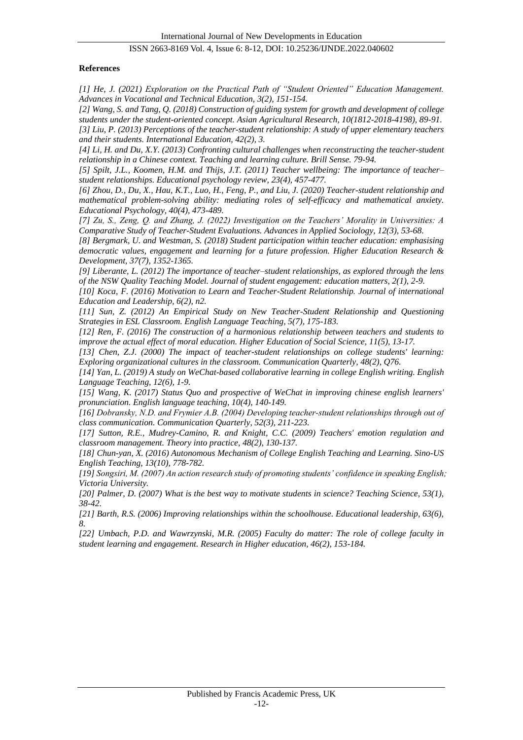**References**

*[1] He, J. (2021) Exploration on the Practical Path of "Student Oriented" Education Management. Advances in Vocational and Technical Education, 3(2), 151-154.*

*[2] Wang, S. and Tang, Q. (2018) Construction of guiding system for growth and development of college students under the student-oriented concept. Asian Agricultural Research, 10(1812-2018-4198), 89-91.*

*[3] Liu, P. (2013) Perceptions of the teacher-student relationship: A study of upper elementary teachers and their students. International Education, 42(2), 3.*

*[4] Li, H. and Du, X.Y. (2013) Confronting cultural challenges when reconstructing the teacher-student relationship in a Chinese context. Teaching and learning culture. Brill Sense. 79-94.*

*[5] Spilt, J.L., Koomen, H.M. and Thijs, J.T. (2011) Teacher wellbeing: The importance of teacher–student relationships. Educational psychology review, 23(4), 457-477.*

*[6] Zhou, D., Du, X., Hau, K.T., Luo, H., Feng, P., and Liu, J. (2020) Teacher-student relationship and mathematical problem-solving ability: mediating roles of self-efficacy and mathematical anxiety. Educational Psychology, 40(4), 473-489.*

*[7] Zu, S., Zeng, Q. and Zhang, J. (2022) Investigation on the Teachers' Morality in Universities: A Comparative Study of Teacher-Student Evaluations. Advances in Applied Sociology, 12(3), 53-68.*

*[8] Bergmark, U. and Westman, S. (2018) Student participation within teacher education: emphasising democratic values, engagement and learning for a future profession. Higher Education Research & Development, 37(7), 1352-1365.*

*[9] Liberante, L. (2012) The importance of teacher–student relationships, as explored through the lens of the NSW Quality Teaching Model. Journal of student engagement: education matters, 2(1), 2-9.*

*[10] Koca, F. (2016) Motivation to Learn and Teacher-Student Relationship. Journal of international Education and Leadership, 6(2), n2.*

*[11] Sun, Z. (2012) An Empirical Study on New Teacher-Student Relationship and Questioning Strategies in ESL Classroom. English Language Teaching, 5(7), 175-183.*

*[12] Ren, F. (2016) The construction of a harmonious relationship between teachers and students to improve the actual effect of moral education. Higher Education of Social Science, 11(5), 13-17.*

*[13] Chen, Z.J. (2000) The impact of teacher-student relationships on college students' learning: Exploring organizational cultures in the classroom. Communication Quarterly, 48(2), Q76.*

*[14] Yan, L. (2019) A study on WeChat-based collaborative learning in college English writing. English Language Teaching, 12(6), 1-9.*

*[15] Wang, K. (2017) Status Quo and prospective of WeChat in improving chinese english learners' pronunciation. English language teaching, 10(4), 140-149.*

*[16] Dobransky, N.D. and Frymier A.B. (2004) Developing teacher-student relationships through out of class communication. Communication Quarterly, 52(3), 211-223.*

*[17] Sutton, R.E., Mudrey-Camino, R. and Knight, C.C. (2009) Teachers' emotion regulation and classroom management. Theory into practice, 48(2), 130-137.*

*[18] Chun-yan, X. (2016) Autonomous Mechanism of College English Teaching and Learning. Sino-US English Teaching, 13(10), 778-782.*

*[19] Songsiri, M. (2007) An action research study of promoting students' confidence in speaking English; Victoria University.*

*[20] Palmer, D. (2007) What is the best way to motivate students in science? Teaching Science, 53(1), 38-42.*

*[21] Barth, R.S. (2006) Improving relationships within the schoolhouse. Educational leadership, 63(6), 8.*

*[22] Umbach, P.D. and Wawrzynski, M.R. (2005) Faculty do matter: The role of college faculty in student learning and engagement. Research in Higher education, 46(2), 153-184.*